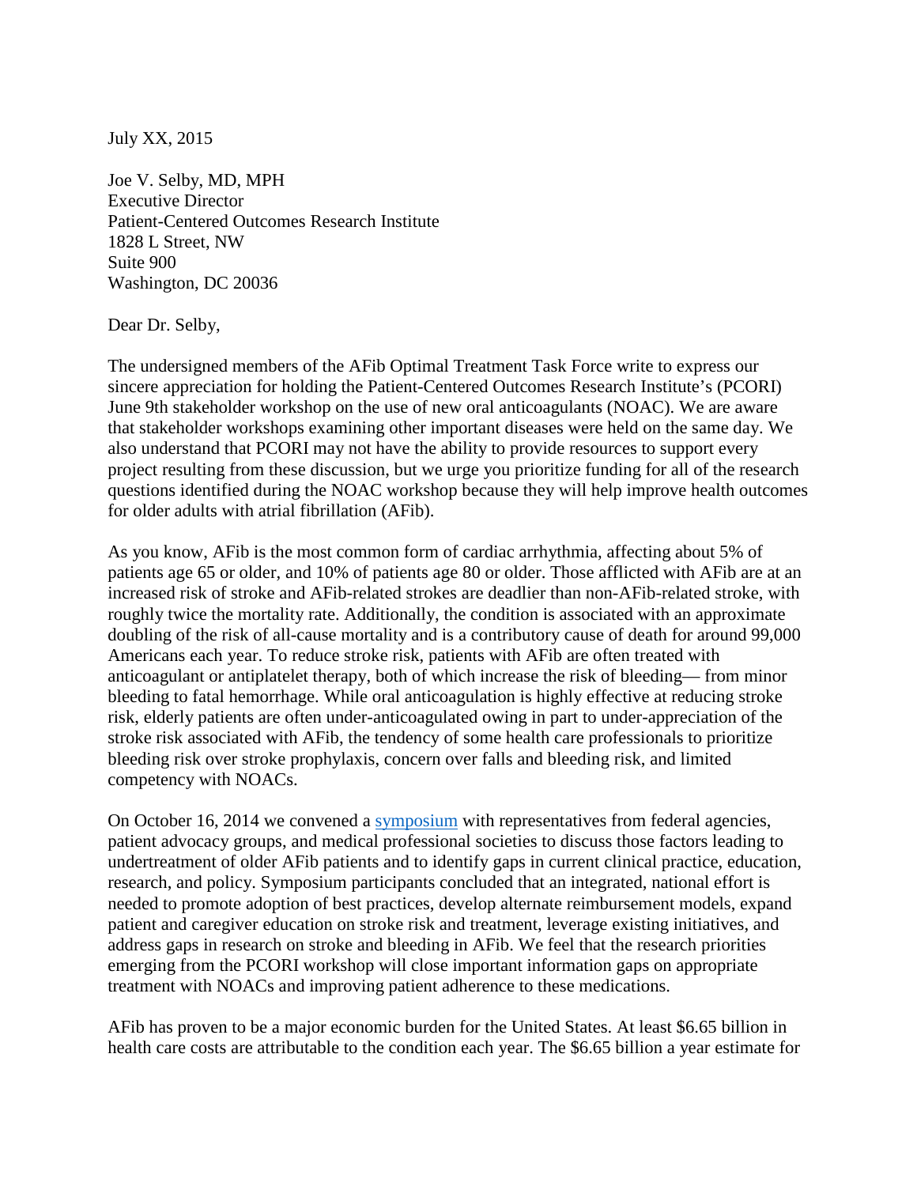July XX, 2015

Joe V. Selby, MD, MPH
Executive Director
Patient-Centered Outcomes Research Institute
1828 L Street, NW
Suite 900
Washington, DC 20036

Dear Dr. Selby,

The undersigned members of the AFib Optimal Treatment Task Force write to express our sincere appreciation for holding the Patient-Centered Outcomes Research Institute's (PCORI) June 9th stakeholder workshop on the use of new oral anticoagulants (NOAC). We are aware that stakeholder workshops examining other important diseases were held on the same day. We also understand that PCORI may not have the ability to provide resources to support every project resulting from these discussion, but we urge you prioritize funding for all of the research questions identified during the NOAC workshop because they will help improve health outcomes for older adults with atrial fibrillation (AFib).

As you know, AFib is the most common form of cardiac arrhythmia, affecting about 5% of patients age 65 or older, and 10% of patients age 80 or older. Those afflicted with AFib are at an increased risk of stroke and AFib-related strokes are deadlier than non-AFib-related stroke, with roughly twice the mortality rate. Additionally, the condition is associated with an approximate doubling of the risk of all-cause mortality and is a contributory cause of death for around 99,000 Americans each year. To reduce stroke risk, patients with AFib are often treated with anticoagulant or antiplatelet therapy, both of which increase the risk of bleeding— from minor bleeding to fatal hemorrhage. While oral anticoagulation is highly effective at reducing stroke risk, elderly patients are often under-anticoagulated owing in part to under-appreciation of the stroke risk associated with AFib, the tendency of some health care professionals to prioritize bleeding risk over stroke prophylaxis, concern over falls and bleeding risk, and limited competency with NOACs.

On October 16, 2014 we convened a [symposium](symposium) with representatives from federal agencies, patient advocacy groups, and medical professional societies to discuss those factors leading to undertreatment of older AFib patients and to identify gaps in current clinical practice, education, research, and policy. Symposium participants concluded that an integrated, national effort is needed to promote adoption of best practices, develop alternate reimbursement models, expand patient and caregiver education on stroke risk and treatment, leverage existing initiatives, and address gaps in research on stroke and bleeding in AFib. We feel that the research priorities emerging from the PCORI workshop will close important information gaps on appropriate treatment with NOACs and improving patient adherence to these medications.

AFib has proven to be a major economic burden for the United States. At least $6.65 billion in health care costs are attributable to the condition each year. The $6.65 billion a year estimate for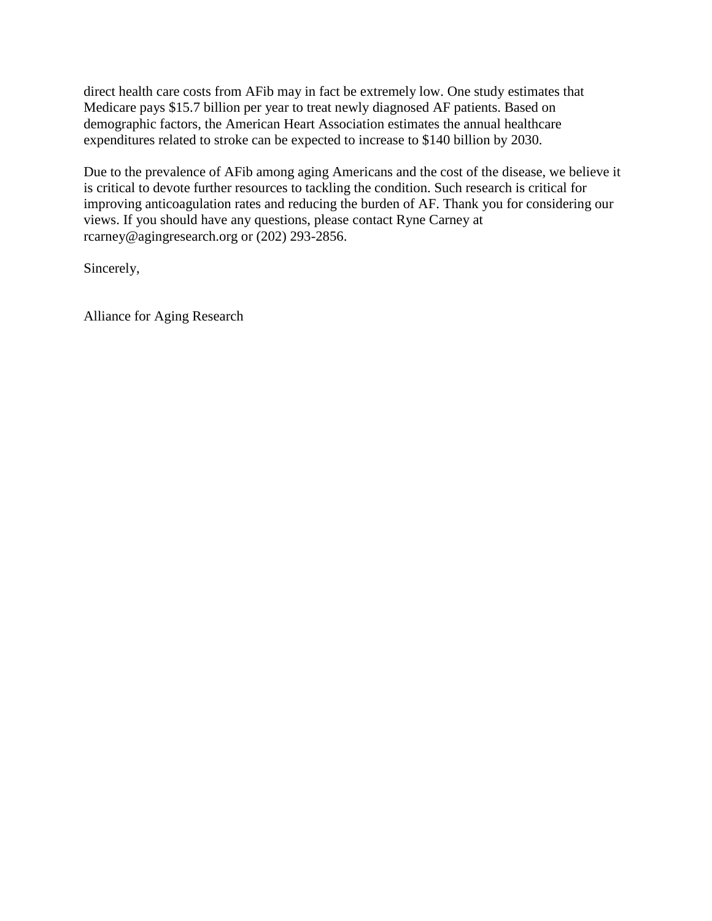direct health care costs from AFib may in fact be extremely low. One study estimates that Medicare pays $15.7 billion per year to treat newly diagnosed AF patients. Based on demographic factors, the American Heart Association estimates the annual healthcare expenditures related to stroke can be expected to increase to $140 billion by 2030.

Due to the prevalence of AFib among aging Americans and the cost of the disease, we believe it is critical to devote further resources to tackling the condition. Such research is critical for improving anticoagulation rates and reducing the burden of AF. Thank you for considering our views. If you should have any questions, please contact Ryne Carney at rcarney@agingresearch.org or (202) 293-2856.

Sincerely,

Alliance for Aging Research